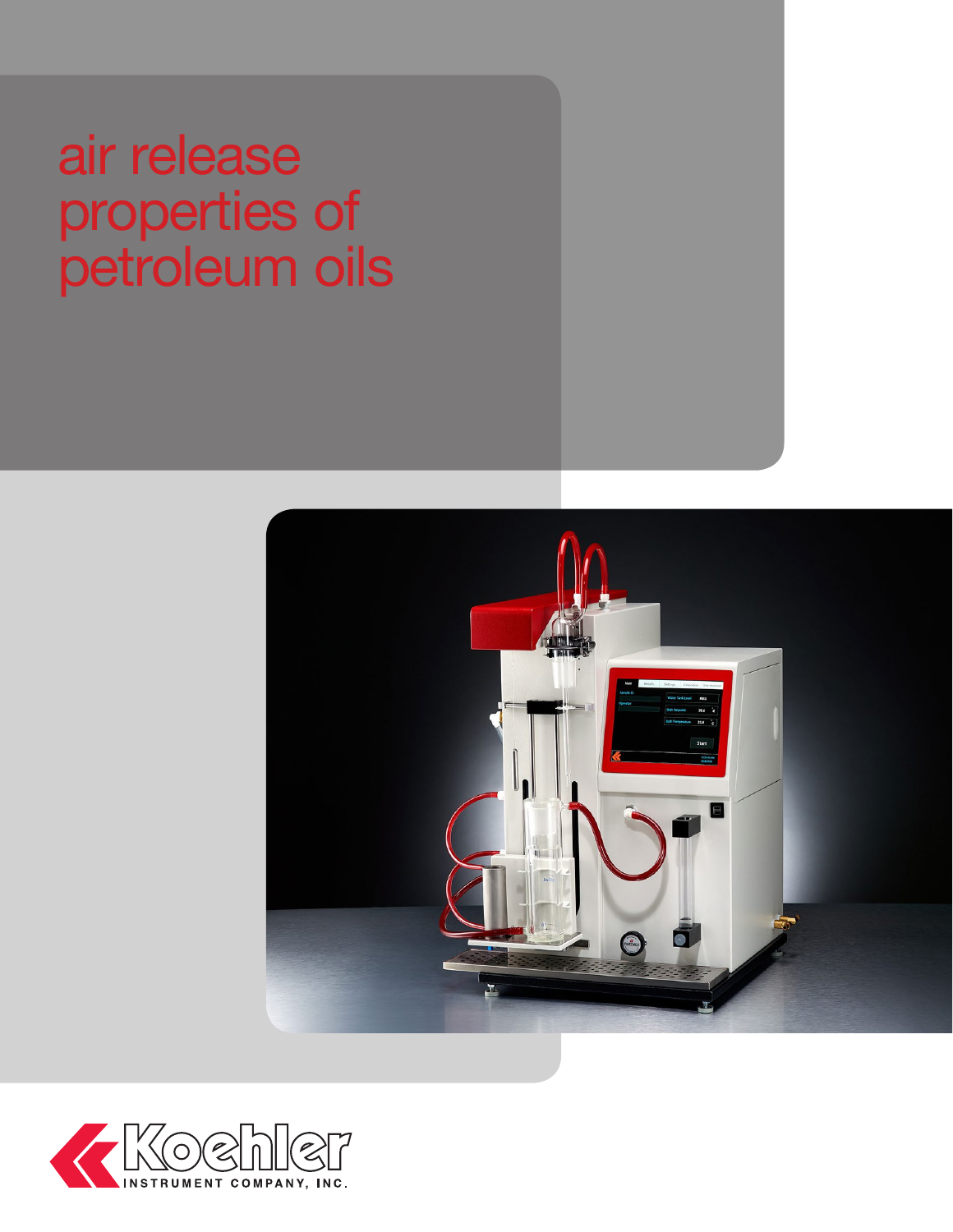# air release properties of petroleum oils

Koehler INSTRUMENT COMPANY, INC.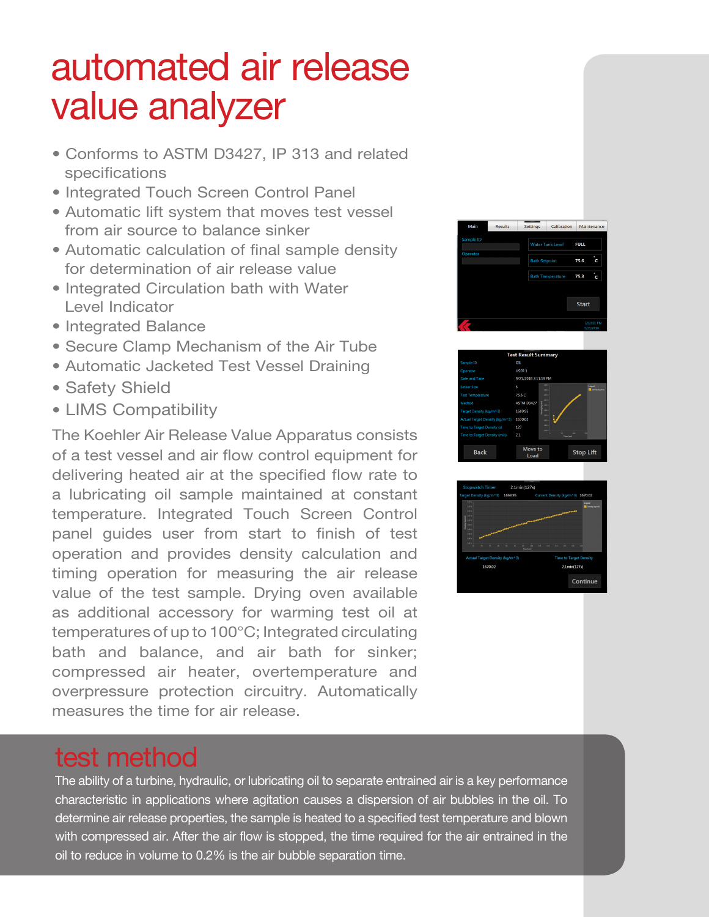# automated air release value analyzer

- Conforms to ASTM D3427, IP 313 and related specifications
- Integrated Touch Screen Control Panel
- Automatic lift system that moves test vessel from air source to balance sinker
- Automatic calculation of final sample density for determination of air release value
- Integrated Circulation bath with Water Level Indicator
- Integrated Balance
- Secure Clamp Mechanism of the Air Tube
- Automatic Jacketed Test Vessel Draining
- Safety Shield
- LIMS Compatibility

The Koehler Air Release Value Apparatus consists of a test vessel and air flow control equipment for delivering heated air at the specified flow rate to a lubricating oil sample maintained at constant temperature. Integrated Touch Screen Control panel guides user from start to finish of test operation and provides density calculation and timing operation for measuring the air release value of the test sample. Drying oven available as additional accessory for warming test oil at temperatures of up to 100°C; Integrated circulating bath and balance, and air bath for sinker; compressed air heater, overtemperature and overpressure protection circuitry. Automatically measures the time for air release.

## test method

The ability of a turbine, hydraulic, or lubricating oil to separate entrained air is a key performance characteristic in applications where agitation causes a dispersion of air bubbles in the oil. To determine air release properties, the sample is heated to a specified test temperature and blown with compressed air. After the air flow is stopped, the time required for the air entrained in the oil to reduce in volume to 0.2% is the air bubble separation time.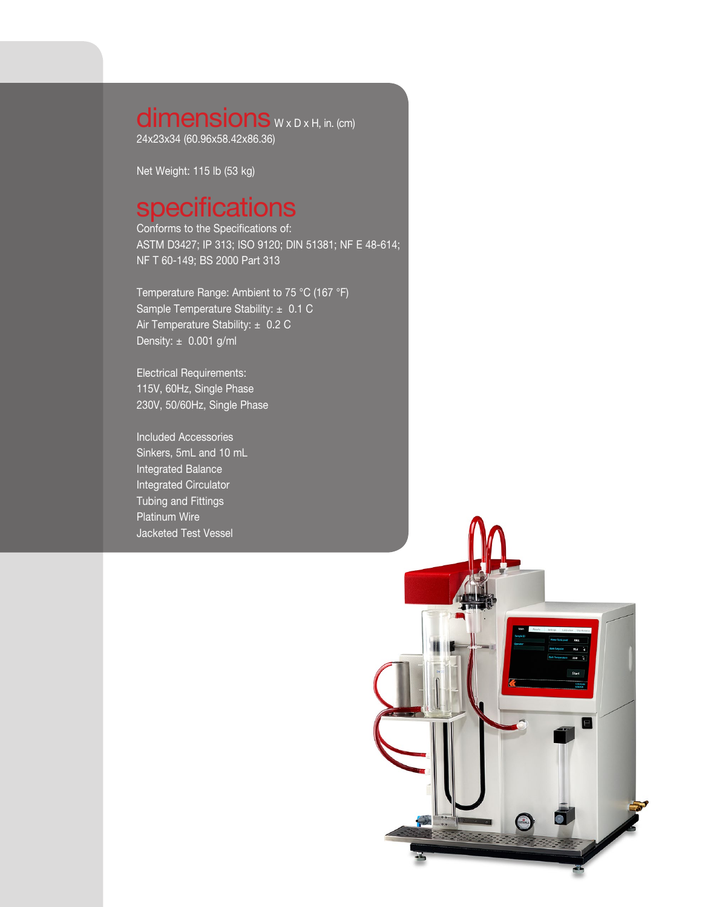## dimensions W x D x H, in. (cm)

24x23x34 (60.96x58.42x86.36)

Net Weight: 115 lb (53 kg)

## specifications

Conforms to the Specifications of:
ASTM D3427; IP 313; ISO 9120; DIN 51381; NF E 48-614; NF T 60-149; BS 2000 Part 313

Temperature Range: Ambient to 75 °C (167 °F)
Sample Temperature Stability: ± 0.1 C
Air Temperature Stability: ± 0.2 C
Density: ± 0.001 g/ml

Electrical Requirements:
115V, 60Hz, Single Phase
230V, 50/60Hz, Single Phase

Included Accessories
Sinkers, 5mL and 10 mL
Integrated Balance
Integrated Circulator
Tubing and Fittings
Platinum Wire
Jacketed Test Vessel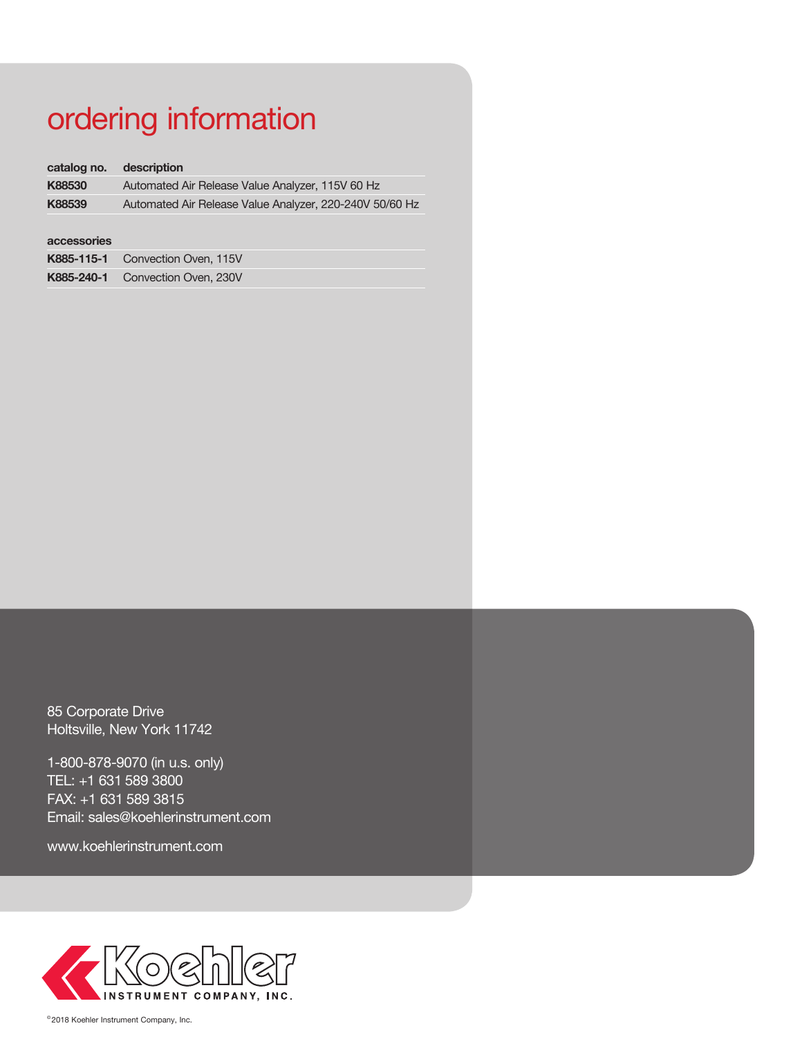# ordering information

| catalog no. | description |
| --- | --- |
| **K88530** | Automated Air Release Value Analyzer, 115V 60 Hz |
| **K88539** | Automated Air Release Value Analyzer, 220-240V 50/60 Hz |

| accessories | |
| --- | --- |
| **K885-115-1** | Convection Oven, 115V |
| **K885-240-1** | Convection Oven, 230V |

85 Corporate Drive
Holtsville, New York 11742

1-800-878-9070 (in u.s. only)
TEL: +1 631 589 3800
FAX: +1 631 589 3815
Email: sales@koehlerinstrument.com

www.koehlerinstrument.com

Koehler INSTRUMENT COMPANY, INC.

©2018 Koehler Instrument Company, Inc.